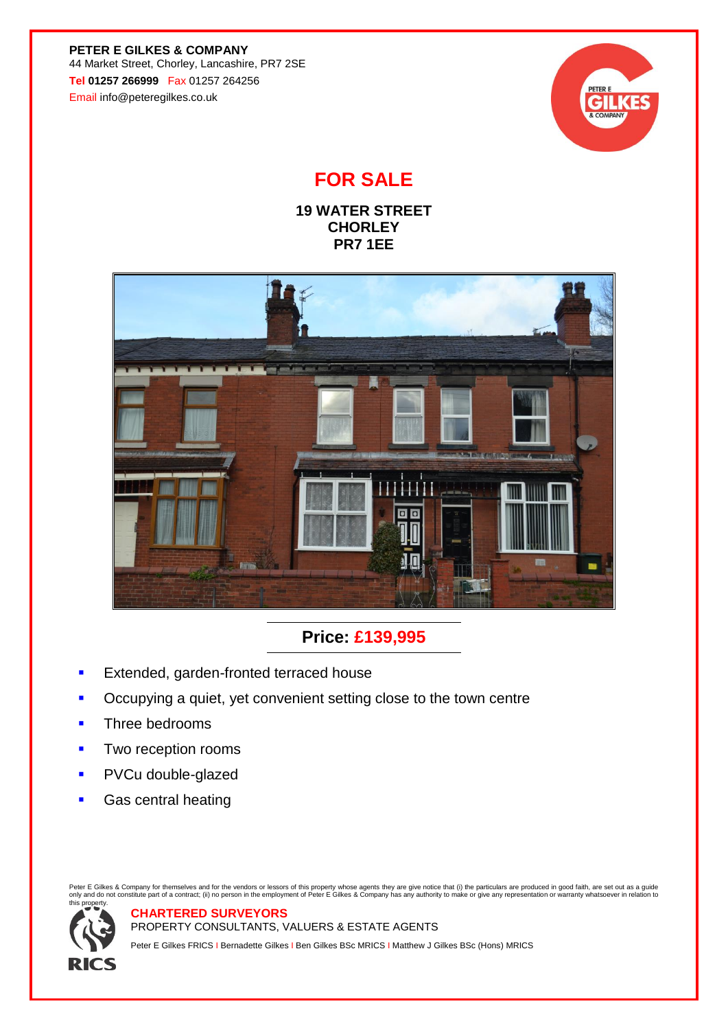**PETER E GILKES & COMPANY**
44 Market Street, Chorley, Lancashire, PR7 2SE
Tel **01257 266999** Fax 01257 264256
Email info@peteregilkes.co.uk

# FOR SALE

**19 WATER STREET**
**CHORLEY**
**PR7 1EE**

## Price: £139,995

- Extended, garden-fronted terraced house
- Occupying a quiet, yet convenient setting close to the town centre
- Three bedrooms
- Two reception rooms
- PVCu double-glazed
- Gas central heating

Peter E Gilkes & Company for themselves and for the vendors or lessors of this property whose agents they are give notice that (i) the particulars are produced in good faith, are set out as a guide only and do not constitute part of a contract; (ii) no person in the employment of Peter E Gilkes & Company has any authority to make or give any representation or warranty whatsoever in relation to this property.

**CHARTERED SURVEYORS**
PROPERTY CONSULTANTS, VALUERS & ESTATE AGENTS
Peter E Gilkes FRICS | Bernadette Gilkes | Ben Gilkes BSc MRICS | Matthew J Gilkes BSc (Hons) MRICS

RICS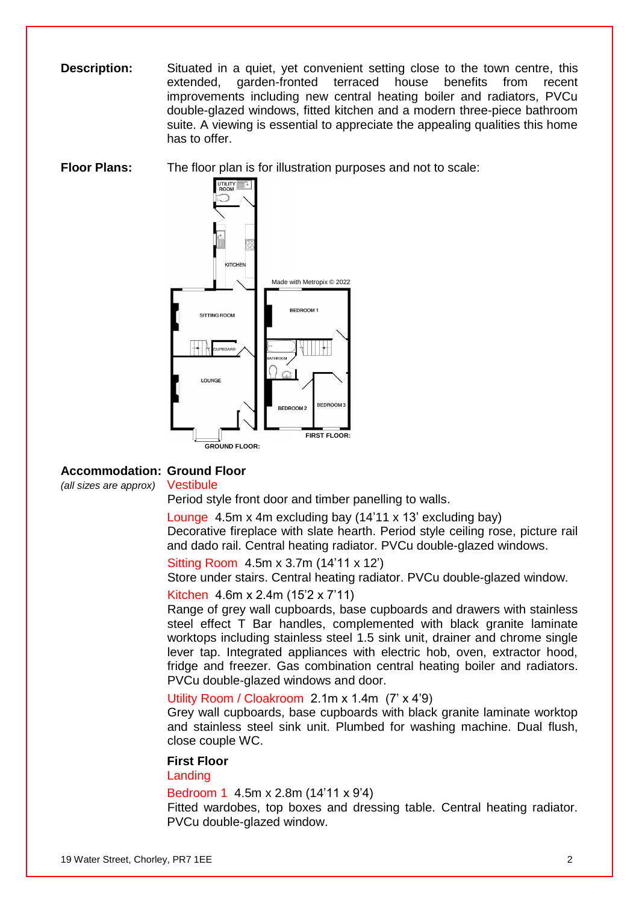**Description:** Situated in a quiet, yet convenient setting close to the town centre, this extended, garden-fronted terraced house benefits from recent improvements including new central heating boiler and radiators, PVCu double-glazed windows, fitted kitchen and a modern three-piece bathroom suite. A viewing is essential to appreciate the appealing qualities this home has to offer.

**Floor Plans:** The floor plan is for illustration purposes and not to scale:

**Accommodation:** *(all sizes are approx)*

**Ground Floor**

Vestibule
Period style front door and timber panelling to walls.

Lounge 4.5m x 4m excluding bay (14'11 x 13' excluding bay)
Decorative fireplace with slate hearth. Period style ceiling rose, picture rail and dado rail. Central heating radiator. PVCu double-glazed windows.

Sitting Room 4.5m x 3.7m (14'11 x 12')
Store under stairs. Central heating radiator. PVCu double-glazed window.

Kitchen 4.6m x 2.4m (15'2 x 7'11)
Range of grey wall cupboards, base cupboards and drawers with stainless steel effect T Bar handles, complemented with black granite laminate worktops including stainless steel 1.5 sink unit, drainer and chrome single lever tap. Integrated appliances with electric hob, oven, extractor hood, fridge and freezer. Gas combination central heating boiler and radiators. PVCu double-glazed windows and door.

Utility Room / Cloakroom 2.1m x 1.4m (7' x 4'9)
Grey wall cupboards, base cupboards with black granite laminate worktop and stainless steel sink unit. Plumbed for washing machine. Dual flush, close couple WC.

**First Floor**

Landing

Bedroom 1 4.5m x 2.8m (14'11 x 9'4)
Fitted wardobes, top boxes and dressing table. Central heating radiator. PVCu double-glazed window.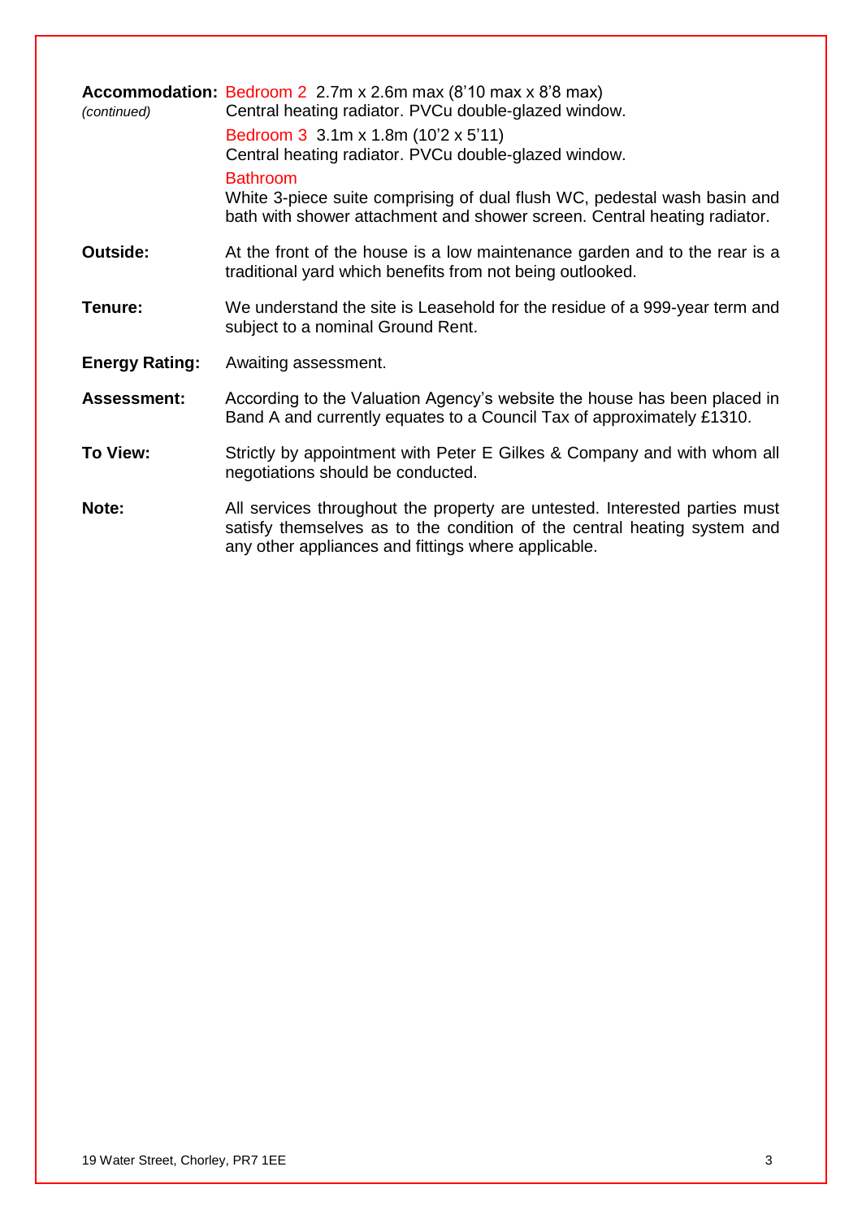**Accommodation:** *(continued)*

Bedroom 2 2.7m x 2.6m max (8'10 max x 8'8 max)
Central heating radiator. PVCu double-glazed window.

Bedroom 3 3.1m x 1.8m (10'2 x 5'11)
Central heating radiator. PVCu double-glazed window.

Bathroom
White 3-piece suite comprising of dual flush WC, pedestal wash basin and bath with shower attachment and shower screen. Central heating radiator.

**Outside:** At the front of the house is a low maintenance garden and to the rear is a traditional yard which benefits from not being outlooked.

**Tenure:** We understand the site is Leasehold for the residue of a 999-year term and subject to a nominal Ground Rent.

**Energy Rating:** Awaiting assessment.

**Assessment:** According to the Valuation Agency's website the house has been placed in Band A and currently equates to a Council Tax of approximately £1310.

**To View:** Strictly by appointment with Peter E Gilkes & Company and with whom all negotiations should be conducted.

**Note:** All services throughout the property are untested. Interested parties must satisfy themselves as to the condition of the central heating system and any other appliances and fittings where applicable.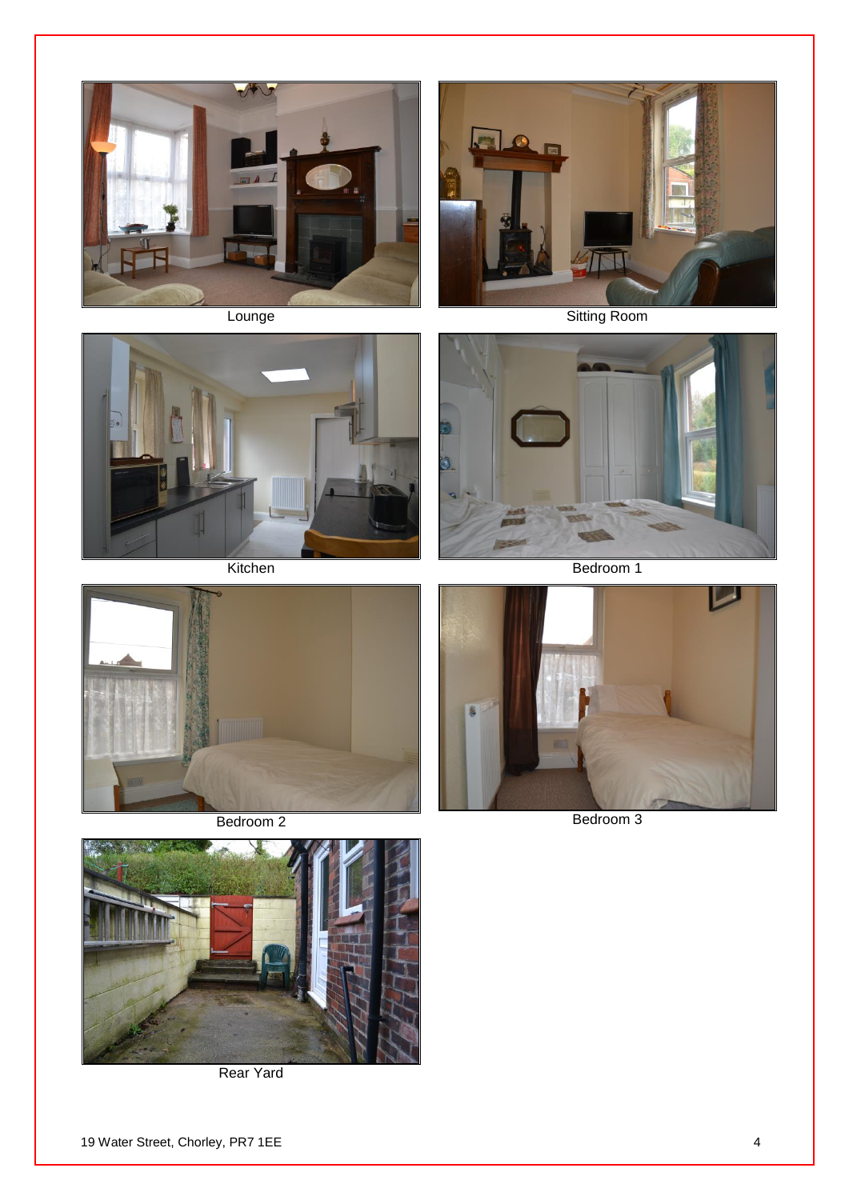Lounge

Sitting Room

Kitchen

Bedroom 1

Bedroom 2

Bedroom 3

Rear Yard

19 Water Street, Chorley, PR7 1EE